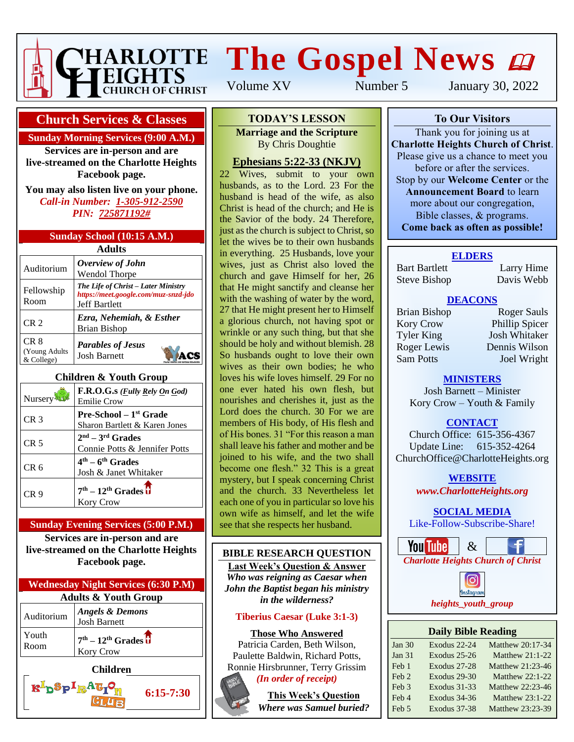# Charlotte Heights Church of Christ

# The Gospel News

Volume XV — Number 5 — January 30, 2022

## Church Services & Classes

### Sunday Morning Services (9:00 A.M.)

**Services are in-person and are live-streamed on the Charlotte Heights Facebook page.**

**You may also listen live on your phone.**
***Call-in Number: 1-305-912-2590***
***PIN: 725871192#***

### Sunday School (10:15 A.M.)

**Adults**

| Room | Class |
|---|---|
| Auditorium | ***Overview of John*** Wendol Thorpe |
| Fellowship Room | ***The Life of Christ – Later Ministry*** *https://meet.google.com/muz-snzd-jdo* Jeff Bartlett |
| CR 2 | ***Ezra, Nehemiah, & Esther*** Brian Bishop |
| CR 8 (Young Adults & College) | ***Parables of Jesus*** Josh Barnett — YACS |

**Children & Youth Group**

| Room | Class |
|---|---|
| Nursery | **F.R.O.G.s** ***(Fully Rely On God)*** Emilie Crow |
| CR 3 | **Pre-School – 1st Grade** Sharon Bartlett & Karen Jones |
| CR 5 | **2nd – 3rd Grades** Connie Potts & Jennifer Potts |
| CR 6 | **4th – 6th Grades** Josh & Janet Whitaker |
| CR 9 | **7th – 12th Grades** Kory Crow |

### Sunday Evening Services (5:00 P.M.)

**Services are in-person and are live-streamed on the Charlotte Heights Facebook page.**

### Wednesday Night Services (6:30 P.M)

**Adults & Youth Group**

| Room | Class |
|---|---|
| Auditorium | ***Angels & Demons*** Josh Barnett |
| Youth Room | **7th – 12th Grades** Kory Crow |

**Children**

KIDSPIRATION CLUB — **6:15-7:30**

## TODAY'S LESSON

**Marriage and the Scripture**
By Chris Doughtie

**Ephesians 5:22-33 (NKJV)**

22 Wives, submit to your own husbands, as to the Lord. 23 For the husband is head of the wife, as also Christ is head of the church; and He is the Savior of the body. 24 Therefore, just as the church is subject to Christ, so let the wives be to their own husbands in everything. 25 Husbands, love your wives, just as Christ also loved the church and gave Himself for her, 26 that He might sanctify and cleanse her with the washing of water by the word, 27 that He might present her to Himself a glorious church, not having spot or wrinkle or any such thing, but that she should be holy and without blemish. 28 So husbands ought to love their own wives as their own bodies; he who loves his wife loves himself. 29 For no one ever hated his own flesh, but nourishes and cherishes it, just as the Lord does the church. 30 For we are members of His body, of His flesh and of His bones. 31 "For this reason a man shall leave his father and mother and be joined to his wife, and the two shall become one flesh." 32 This is a great mystery, but I speak concerning Christ and the church. 33 Nevertheless let each one of you in particular so love his own wife as himself, and let the wife see that she respects her husband.

## BIBLE RESEARCH QUESTION

**Last Week's Question & Answer**

***Who was reigning as Caesar when John the Baptist began his ministry in the wilderness?***

**Tiberius Caesar (Luke 3:1-3)**

**Those Who Answered**

Patricia Carden, Beth Wilson, Paulette Baldwin, Richard Potts, Ronnie Hirsbrunner, Terry Grissim
***(In order of receipt)***

**This Week's Question**

***Where was Samuel buried?***

## To Our Visitors

Thank you for joining us at **Charlotte Heights Church of Christ**. Please give us a chance to meet you before or after the services. Stop by our **Welcome Center** or the **Announcement Board** to learn more about our congregation, Bible classes, & programs.
**Come back as often as possible!**

### ELDERS

Bart Bartlett, Larry Hime, Steve Bishop, Davis Webb

### DEACONS

Brian Bishop, Roger Sauls, Kory Crow, Phillip Spicer, Tyler King, Josh Whitaker, Roger Lewis, Dennis Wilson, Sam Potts, Joel Wright

### MINISTERS

Josh Barnett – Minister
Kory Crow – Youth & Family

### CONTACT

Church Office: 615-356-4367
Update Line: 615-352-4264
ChurchOffice@CharlotteHeights.org

### WEBSITE

***www.CharlotteHeights.org***

### SOCIAL MEDIA

Like-Follow-Subscribe-Share!

YouTube & Facebook
***Charlotte Heights Church of Christ***

Instagram
***heights_youth_group***

## Daily Bible Reading

| Date | Old Testament | New Testament |
|---|---|---|
| Jan 30 | Exodus 22-24 | Matthew 20:17-34 |
| Jan 31 | Exodus 25-26 | Matthew 21:1-22 |
| Feb 1 | Exodus 27-28 | Matthew 21:23-46 |
| Feb 2 | Exodus 29-30 | Matthew 22:1-22 |
| Feb 3 | Exodus 31-33 | Matthew 22:23-46 |
| Feb 4 | Exodus 34-36 | Matthew 23:1-22 |
| Feb 5 | Exodus 37-38 | Matthew 23:23-39 |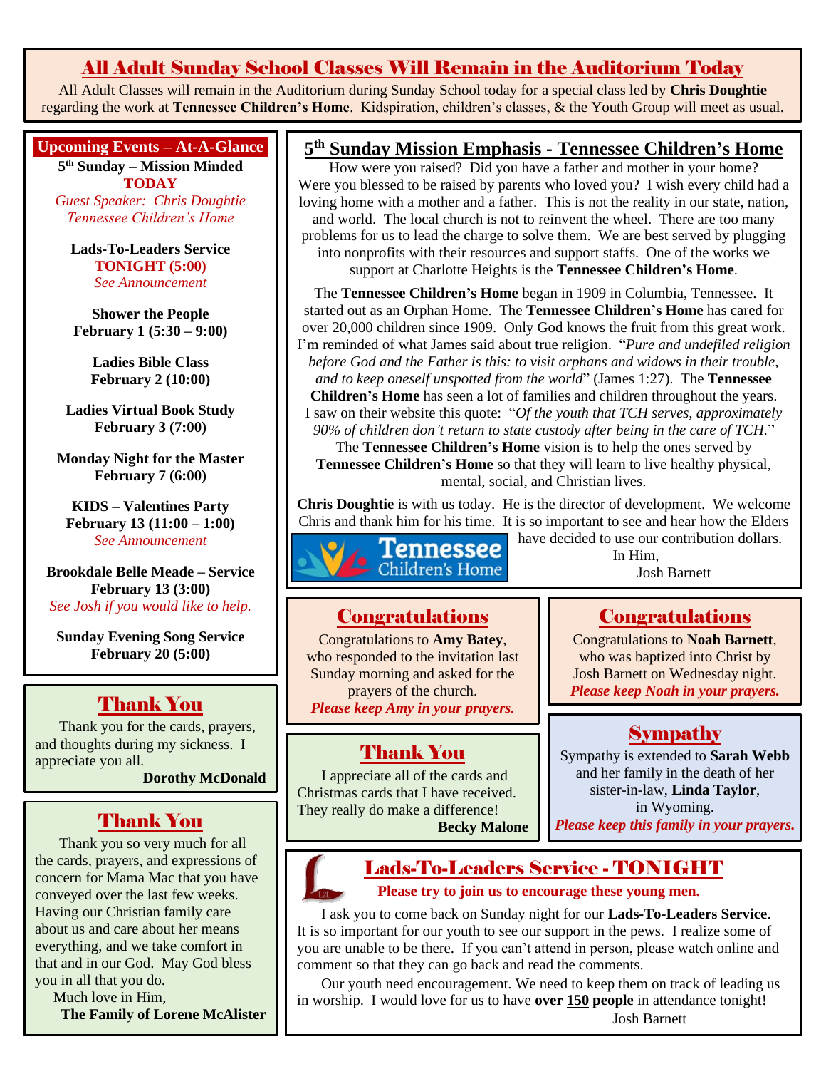## All Adult Sunday School Classes Will Remain in the Auditorium Today

All Adult Classes will remain in the Auditorium during Sunday School today for a special class led by **Chris Doughtie** regarding the work at **Tennessee Children's Home**. Kidspiration, children's classes, & the Youth Group will meet as usual.

### Upcoming Events – At-A-Glance

**5th Sunday – Mission Minded**
**TODAY**
*Guest Speaker: Chris Doughtie*
*Tennessee Children's Home*

**Lads-To-Leaders Service**
**TONIGHT (5:00)**
*See Announcement*

**Shower the People**
**February 1 (5:30 – 9:00)**

**Ladies Bible Class**
**February 2 (10:00)**

**Ladies Virtual Book Study**
**February 3 (7:00)**

**Monday Night for the Master**
**February 7 (6:00)**

**KIDS – Valentines Party**
**February 13 (11:00 – 1:00)**
*See Announcement*

**Brookdale Belle Meade – Service**
**February 13 (3:00)**
*See Josh if you would like to help.*

**Sunday Evening Song Service**
**February 20 (5:00)**

## 5th Sunday Mission Emphasis - Tennessee Children's Home

How were you raised? Did you have a father and mother in your home? Were you blessed to be raised by parents who loved you? I wish every child had a loving home with a mother and a father. This is not the reality in our state, nation, and world. The local church is not to reinvent the wheel. There are too many problems for us to lead the charge to solve them. We are best served by plugging into nonprofits with their resources and support staffs. One of the works we support at Charlotte Heights is the **Tennessee Children's Home**.

The **Tennessee Children's Home** began in 1909 in Columbia, Tennessee. It started out as an Orphan Home. The **Tennessee Children's Home** has cared for over 20,000 children since 1909. Only God knows the fruit from this great work. I'm reminded of what James said about true religion. "*Pure and undefiled religion before God and the Father is this: to visit orphans and widows in their trouble, and to keep oneself unspotted from the world*" (James 1:27). The **Tennessee Children's Home** has seen a lot of families and children throughout the years. I saw on their website this quote: "*Of the youth that TCH serves, approximately 90% of children don't return to state custody after being in the care of TCH.*" The **Tennessee Children's Home** vision is to help the ones served by **Tennessee Children's Home** so that they will learn to live healthy physical, mental, social, and Christian lives.

**Chris Doughtie** is with us today. He is the director of development. We welcome Chris and thank him for his time. It is so important to see and hear how the Elders have decided to use our contribution dollars.

In Him,
Josh Barnett

## Congratulations

Congratulations to **Amy Batey**, who responded to the invitation last Sunday morning and asked for the prayers of the church.
***Please keep Amy in your prayers.***

## Congratulations

Congratulations to **Noah Barnett**, who was baptized into Christ by Josh Barnett on Wednesday night.
***Please keep Noah in your prayers.***

## Thank You

Thank you for the cards, prayers, and thoughts during my sickness. I appreciate you all.

**Dorothy McDonald**

## Thank You

I appreciate all of the cards and Christmas cards that I have received. They really do make a difference!

**Becky Malone**

## Sympathy

Sympathy is extended to **Sarah Webb** and her family in the death of her sister-in-law, **Linda Taylor**, in Wyoming.
***Please keep this family in your prayers.***

## Thank You

Thank you so very much for all the cards, prayers, and expressions of concern for Mama Mac that you have conveyed over the last few weeks. Having our Christian family care about us and care about her means everything, and we take comfort in that and in our God. May God bless you in all that you do.

Much love in Him,
**The Family of Lorene McAlister**

## Lads-To-Leaders Service - TONIGHT

**Please try to join us to encourage these young men.**

I ask you to come back on Sunday night for our **Lads-To-Leaders Service**. It is so important for our youth to see our support in the pews. I realize some of you are unable to be there. If you can't attend in person, please watch online and comment so that they can go back and read the comments.

Our youth need encouragement. We need to keep them on track of leading us in worship. I would love for us to have **over 150 people** in attendance tonight!

Josh Barnett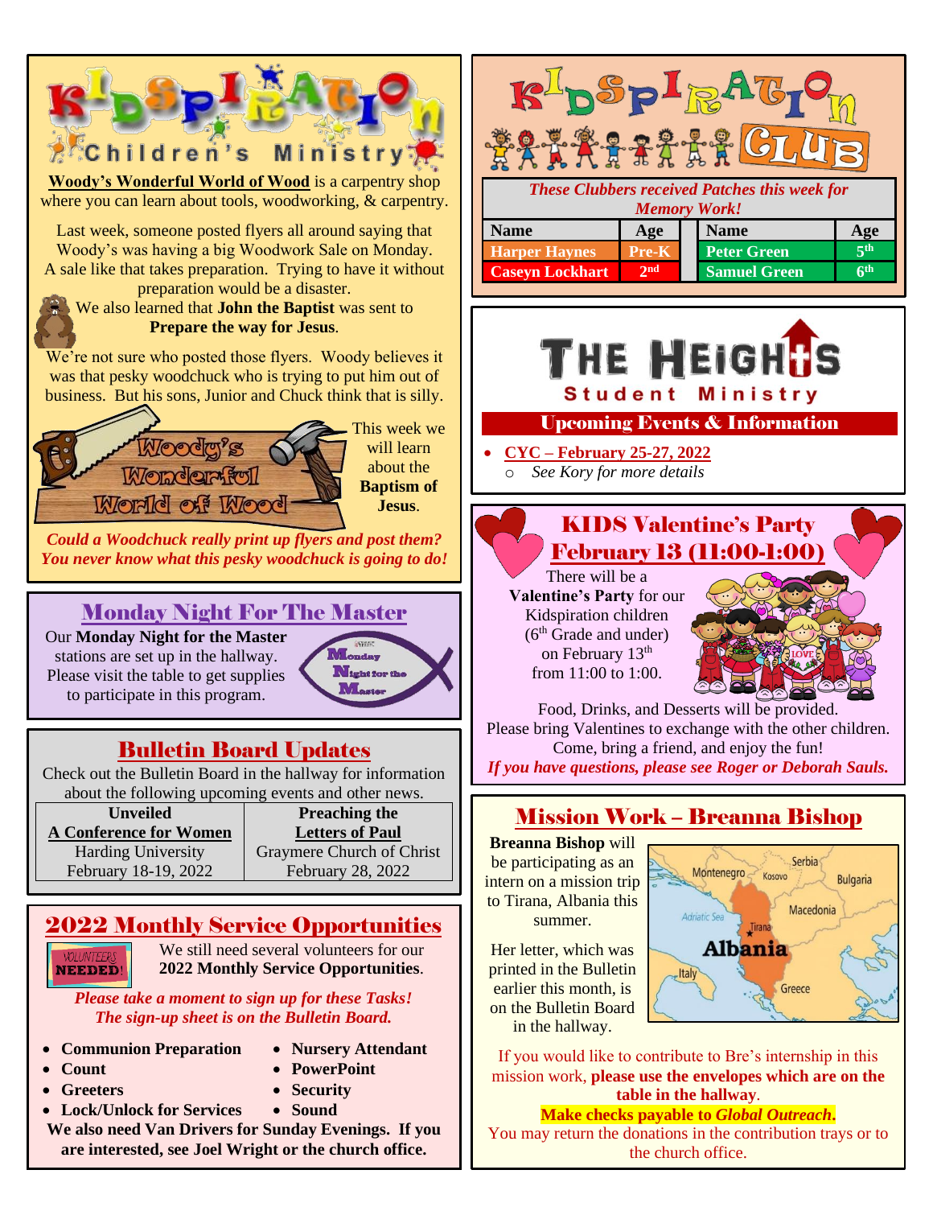# KIDSPIRATION Children's Ministry

**Woody's Wonderful World of Wood** is a carpentry shop where you can learn about tools, woodworking, & carpentry.

Last week, someone posted flyers all around saying that Woody's was having a big Woodwork Sale on Monday. A sale like that takes preparation. Trying to have it without preparation would be a disaster.

We also learned that **John the Baptist** was sent to **Prepare the way for Jesus**.

We're not sure who posted those flyers. Woody believes it was that pesky woodchuck who is trying to put him out of business. But his sons, Junior and Chuck think that is silly.

Woody's Wonderful World of Wood

This week we will learn about the **Baptism of Jesus**.

***Could a Woodchuck really print up flyers and post them? You never know what this pesky woodchuck is going to do!***

## Monday Night For The Master

Our **Monday Night for the Master** stations are set up in the hallway. Please visit the table to get supplies to participate in this program.

## Bulletin Board Updates

Check out the Bulletin Board in the hallway for information about the following upcoming events and other news.

| Unveiled<br>A Conference for Women | Preaching the<br>Letters of Paul |
|---|---|
| Harding University | Graymere Church of Christ |
| February 18-19, 2022 | February 28, 2022 |

## 2022 Monthly Service Opportunities

VOLUNTEERS NEEDED!

We still need several volunteers for our **2022 Monthly Service Opportunities**.

***Please take a moment to sign up for these Tasks! The sign-up sheet is on the Bulletin Board.***

- **Communion Preparation**
- **Count**
- **Greeters**
- **Lock/Unlock for Services**
- **Nursery Attendant**
- **PowerPoint**
- **Security**
- **Sound**

**We also need Van Drivers for Sunday Evenings. If you are interested, see Joel Wright or the church office.**

# KIDSPIRATION CLUB

***These Clubbers received Patches this week for Memory Work!***

| Name | Age | Name | Age |
|---|---|---|---|
| Harper Haynes | Pre-K | Peter Green | 5th |
| Caseyn Lockhart | 2nd | Samuel Green | 6th |

# THE HEIGHTS Student Ministry

## Upcoming Events & Information

- **CYC – February 25-27, 2022**
  - *See Kory for more details*

## KIDS Valentine's Party February 13 (11:00-1:00)

There will be a **Valentine's Party** for our Kidspiration children (6th Grade and under) on February 13th from 11:00 to 1:00.

Food, Drinks, and Desserts will be provided. Please bring Valentines to exchange with the other children. Come, bring a friend, and enjoy the fun!

***If you have questions, please see Roger or Deborah Sauls.***

## Mission Work – Breanna Bishop

**Breanna Bishop** will be participating as an intern on a mission trip to Tirana, Albania this summer.

Her letter, which was printed in the Bulletin earlier this month, is on the Bulletin Board in the hallway.

If you would like to contribute to Bre's internship in this mission work, **please use the envelopes which are on the table in the hallway**.

**Make checks payable to *Global Outreach*.**

You may return the donations in the contribution trays or to the church office.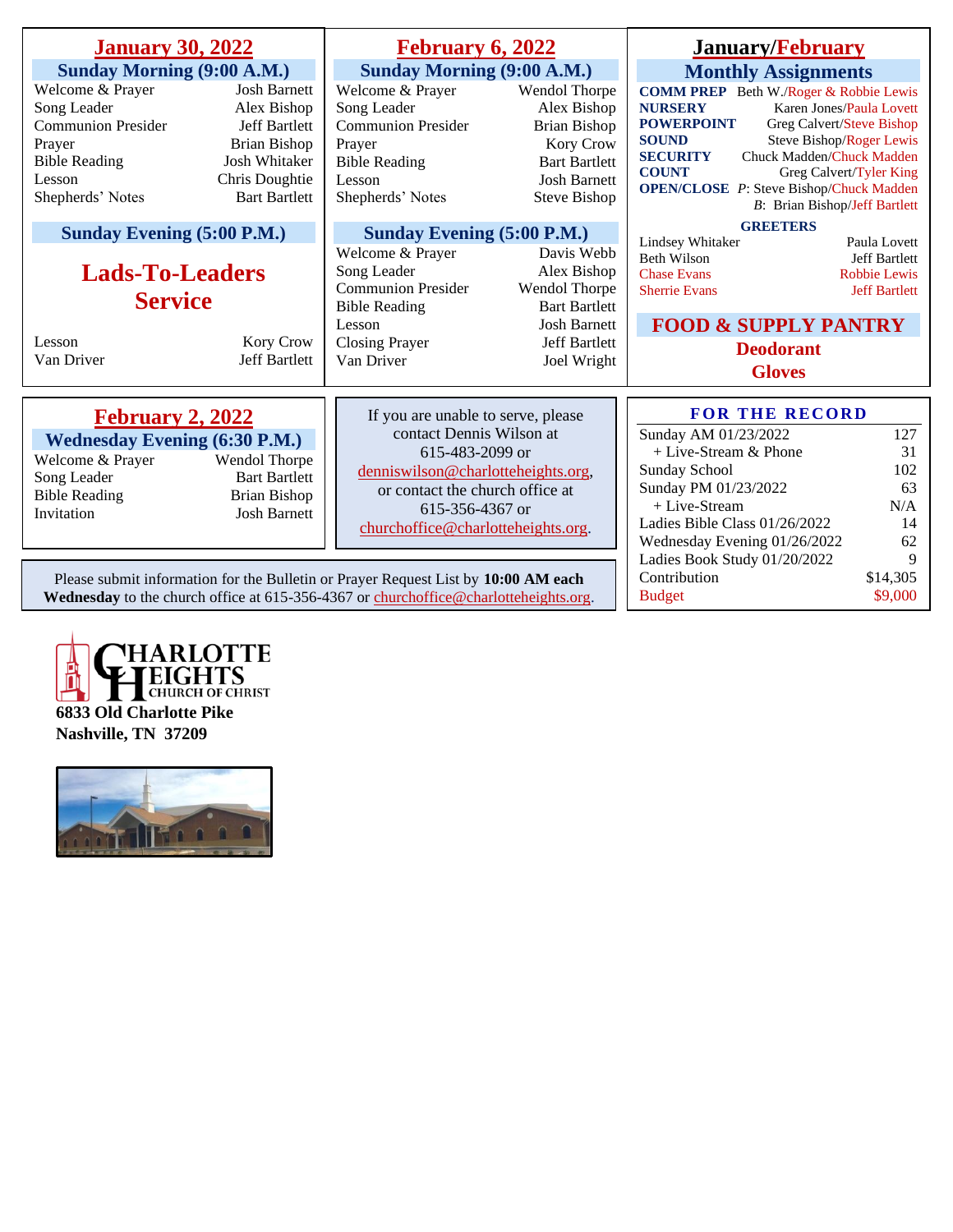## January 30, 2022

### Sunday Morning (9:00 A.M.)

| | |
|---|---|
| Welcome & Prayer | Josh Barnett |
| Song Leader | Alex Bishop |
| Communion Presider | Jeff Bartlett |
| Prayer | Brian Bishop |
| Bible Reading | Josh Whitaker |
| Lesson | Chris Doughtie |
| Shepherds' Notes | Bart Bartlett |

### Sunday Evening (5:00 P.M.)

**Lads-To-Leaders Service**

| | |
|---|---|
| Lesson | Kory Crow |
| Van Driver | Jeff Bartlett |

## February 6, 2022

### Sunday Morning (9:00 A.M.)

| | |
|---|---|
| Welcome & Prayer | Wendol Thorpe |
| Song Leader | Alex Bishop |
| Communion Presider | Brian Bishop |
| Prayer | Kory Crow |
| Bible Reading | Bart Bartlett |
| Lesson | Josh Barnett |
| Shepherds' Notes | Steve Bishop |

### Sunday Evening (5:00 P.M.)

| | |
|---|---|
| Welcome & Prayer | Davis Webb |
| Song Leader | Alex Bishop |
| Communion Presider | Wendol Thorpe |
| Bible Reading | Bart Bartlett |
| Lesson | Josh Barnett |
| Closing Prayer | Jeff Bartlett |
| Van Driver | Joel Wright |

## January/February

### Monthly Assignments

| | |
|---|---|
| **COMM PREP** | Beth W./Roger & Robbie Lewis |
| **NURSERY** | Karen Jones/Paula Lovett |
| **POWERPOINT** | Greg Calvert/Steve Bishop |
| **SOUND** | Steve Bishop/Roger Lewis |
| **SECURITY** | Chuck Madden/Chuck Madden |
| **COUNT** | Greg Calvert/Tyler King |
| **OPEN/CLOSE** | *P*: Steve Bishop/Chuck Madden<br>*B*: Brian Bishop/Jeff Bartlett |

### GREETERS

| | |
|---|---|
| Lindsey Whitaker | Paula Lovett |
| Beth Wilson | Jeff Bartlett |
| Chase Evans | Robbie Lewis |
| Sherrie Evans | Jeff Bartlett |

### FOOD & SUPPLY PANTRY

**Deodorant**

**Gloves**

## February 2, 2022

### Wednesday Evening (6:30 P.M.)

| | |
|---|---|
| Welcome & Prayer | Wendol Thorpe |
| Song Leader | Bart Bartlett |
| Bible Reading | Brian Bishop |
| Invitation | Josh Barnett |

If you are unable to serve, please contact Dennis Wilson at 615-483-2099 or denniswilson@charlotteheights.org, or contact the church office at 615-356-4367 or churchoffice@charlotteheights.org.

Please submit information for the Bulletin or Prayer Request List by **10:00 AM each Wednesday** to the church office at 615-356-4367 or churchoffice@charlotteheights.org.

### FOR THE RECORD

| | |
|---|---|
| Sunday AM 01/23/2022 | 127 |
| + Live-Stream & Phone | 31 |
| Sunday School | 102 |
| Sunday PM 01/23/2022 | 63 |
| + Live-Stream | N/A |
| Ladies Bible Class 01/26/2022 | 14 |
| Wednesday Evening 01/26/2022 | 62 |
| Ladies Book Study 01/20/2022 | 9 |
| Contribution | $14,305 |
| Budget | $9,000 |

CHARLOTTE HEIGHTS CHURCH OF CHRIST

**6833 Old Charlotte Pike**
**Nashville, TN 37209**